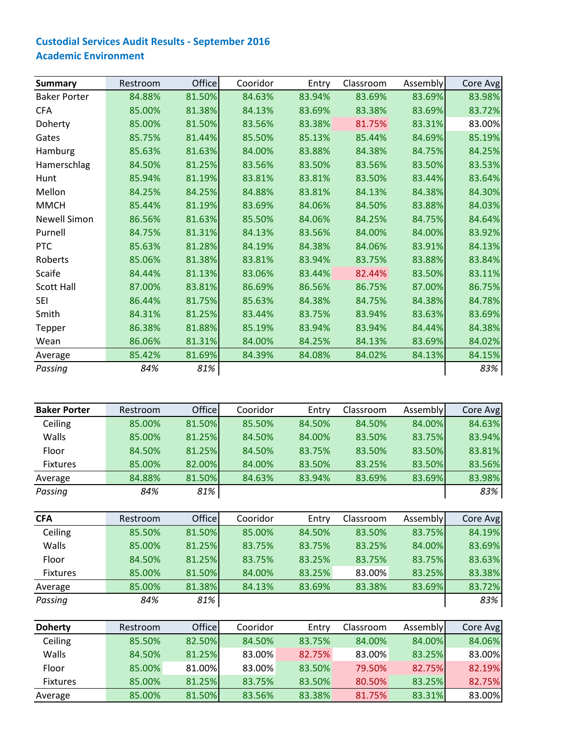# Custodial Services Audit Results - September 2016

## Academic Environment

| Summary | Restroom | Office | Cooridor | Entry | Classroom | Assembly | Core Avg |
|---|---|---|---|---|---|---|---|
| Baker Porter | 84.88% | 81.50% | 84.63% | 83.94% | 83.69% | 83.69% | 83.98% |
| CFA | 85.00% | 81.38% | 84.13% | 83.69% | 83.38% | 83.69% | 83.72% |
| Doherty | 85.00% | 81.50% | 83.56% | 83.38% | 81.75% | 83.31% | 83.00% |
| Gates | 85.75% | 81.44% | 85.50% | 85.13% | 85.44% | 84.69% | 85.19% |
| Hamburg | 85.63% | 81.63% | 84.00% | 83.88% | 84.38% | 84.75% | 84.25% |
| Hamerschlag | 84.50% | 81.25% | 83.56% | 83.50% | 83.56% | 83.50% | 83.53% |
| Hunt | 85.94% | 81.19% | 83.81% | 83.81% | 83.50% | 83.44% | 83.64% |
| Mellon | 84.25% | 84.25% | 84.88% | 83.81% | 84.13% | 84.38% | 84.30% |
| MMCH | 85.44% | 81.19% | 83.69% | 84.06% | 84.50% | 83.88% | 84.03% |
| Newell Simon | 86.56% | 81.63% | 85.50% | 84.06% | 84.25% | 84.75% | 84.64% |
| Purnell | 84.75% | 81.31% | 84.13% | 83.56% | 84.00% | 84.00% | 83.92% |
| PTC | 85.63% | 81.28% | 84.19% | 84.38% | 84.06% | 83.91% | 84.13% |
| Roberts | 85.06% | 81.38% | 83.81% | 83.94% | 83.75% | 83.88% | 83.84% |
| Scaife | 84.44% | 81.13% | 83.06% | 83.44% | 82.44% | 83.50% | 83.11% |
| Scott Hall | 87.00% | 83.81% | 86.69% | 86.56% | 86.75% | 87.00% | 86.75% |
| SEI | 86.44% | 81.75% | 85.63% | 84.38% | 84.75% | 84.38% | 84.78% |
| Smith | 84.31% | 81.25% | 83.44% | 83.75% | 83.94% | 83.63% | 83.69% |
| Tepper | 86.38% | 81.88% | 85.19% | 83.94% | 83.94% | 84.44% | 84.38% |
| Wean | 86.06% | 81.31% | 84.00% | 84.25% | 84.13% | 83.69% | 84.02% |
| Average | 85.42% | 81.69% | 84.39% | 84.08% | 84.02% | 84.13% | 84.15% |
| *Passing* | *84%* | *81%* | | | | | *83%* |

| Baker Porter | Restroom | Office | Cooridor | Entry | Classroom | Assembly | Core Avg |
|---|---|---|---|---|---|---|---|
| Ceiling | 85.00% | 81.50% | 85.50% | 84.50% | 84.50% | 84.00% | 84.63% |
| Walls | 85.00% | 81.25% | 84.50% | 84.00% | 83.50% | 83.75% | 83.94% |
| Floor | 84.50% | 81.25% | 84.50% | 83.75% | 83.50% | 83.50% | 83.81% |
| Fixtures | 85.00% | 82.00% | 84.00% | 83.50% | 83.25% | 83.50% | 83.56% |
| Average | 84.88% | 81.50% | 84.63% | 83.94% | 83.69% | 83.69% | 83.98% |
| *Passing* | *84%* | *81%* | | | | | *83%* |

| CFA | Restroom | Office | Cooridor | Entry | Classroom | Assembly | Core Avg |
|---|---|---|---|---|---|---|---|
| Ceiling | 85.50% | 81.50% | 85.00% | 84.50% | 83.50% | 83.75% | 84.19% |
| Walls | 85.00% | 81.25% | 83.75% | 83.75% | 83.25% | 84.00% | 83.69% |
| Floor | 84.50% | 81.25% | 83.75% | 83.25% | 83.75% | 83.75% | 83.63% |
| Fixtures | 85.00% | 81.50% | 84.00% | 83.25% | 83.00% | 83.25% | 83.38% |
| Average | 85.00% | 81.38% | 84.13% | 83.69% | 83.38% | 83.69% | 83.72% |
| *Passing* | *84%* | *81%* | | | | | *83%* |

| Doherty | Restroom | Office | Cooridor | Entry | Classroom | Assembly | Core Avg |
|---|---|---|---|---|---|---|---|
| Ceiling | 85.50% | 82.50% | 84.50% | 83.75% | 84.00% | 84.00% | 84.06% |
| Walls | 84.50% | 81.25% | 83.00% | 82.75% | 83.00% | 83.25% | 83.00% |
| Floor | 85.00% | 81.00% | 83.00% | 83.50% | 79.50% | 82.75% | 82.19% |
| Fixtures | 85.00% | 81.25% | 83.75% | 83.50% | 80.50% | 83.25% | 82.75% |
| Average | 85.00% | 81.50% | 83.56% | 83.38% | 81.75% | 83.31% | 83.00% |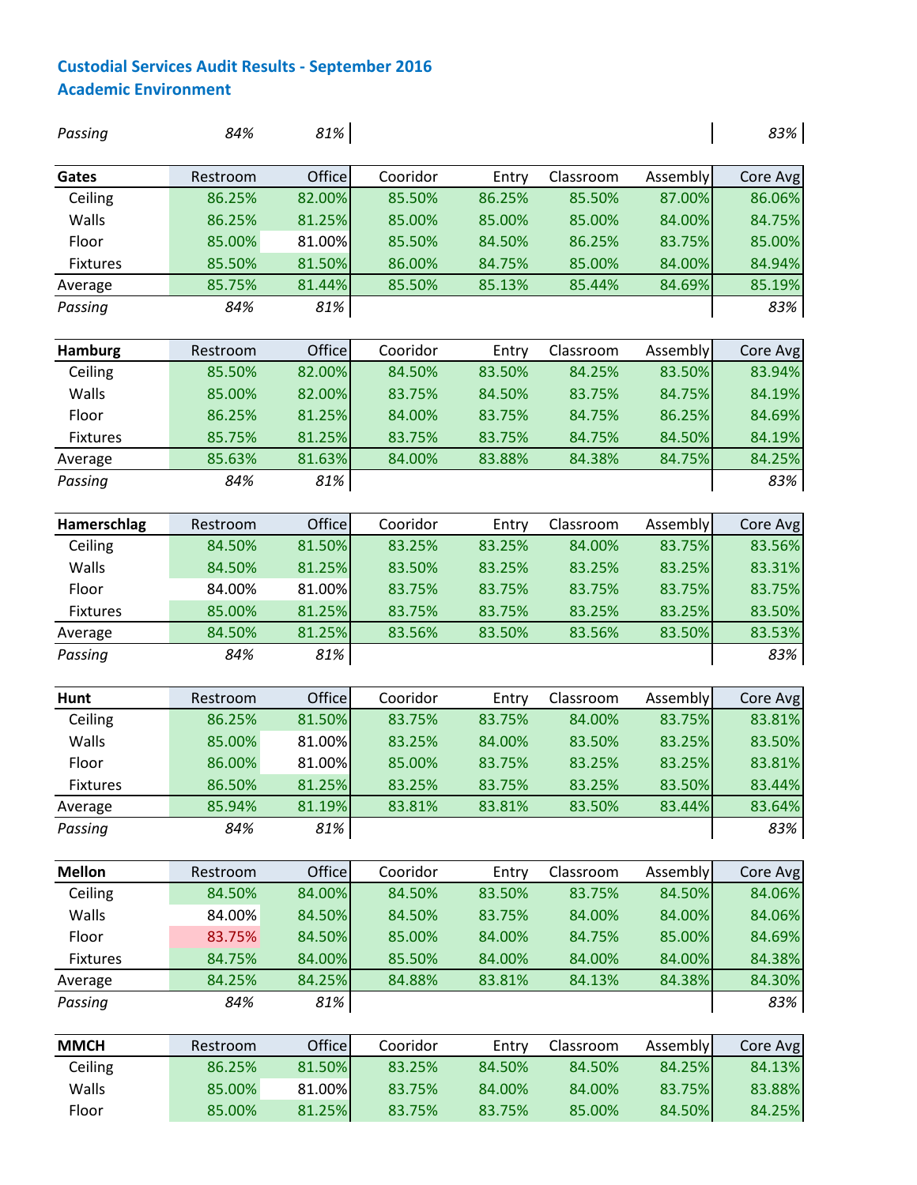**Custodial Services Audit Results - September 2016**
**Academic Environment**

| *Passing* | *84%* | *81%* | | | | | *83%* |
|---|---|---|---|---|---|---|---|

| **Gates** | Restroom | Office | Cooridor | Entry | Classroom | Assembly | Core Avg |
|---|---|---|---|---|---|---|---|
| Ceiling | 86.25% | 82.00% | 85.50% | 86.25% | 85.50% | 87.00% | 86.06% |
| Walls | 86.25% | 81.25% | 85.00% | 85.00% | 85.00% | 84.00% | 84.75% |
| Floor | 85.00% | 81.00% | 85.50% | 84.50% | 86.25% | 83.75% | 85.00% |
| Fixtures | 85.50% | 81.50% | 86.00% | 84.75% | 85.00% | 84.00% | 84.94% |
| Average | 85.75% | 81.44% | 85.50% | 85.13% | 85.44% | 84.69% | 85.19% |
| *Passing* | *84%* | *81%* | | | | | *83%* |

| **Hamburg** | Restroom | Office | Cooridor | Entry | Classroom | Assembly | Core Avg |
|---|---|---|---|---|---|---|---|
| Ceiling | 85.50% | 82.00% | 84.50% | 83.50% | 84.25% | 83.50% | 83.94% |
| Walls | 85.00% | 82.00% | 83.75% | 84.50% | 83.75% | 84.75% | 84.19% |
| Floor | 86.25% | 81.25% | 84.00% | 83.75% | 84.75% | 86.25% | 84.69% |
| Fixtures | 85.75% | 81.25% | 83.75% | 83.75% | 84.75% | 84.50% | 84.19% |
| Average | 85.63% | 81.63% | 84.00% | 83.88% | 84.38% | 84.75% | 84.25% |
| *Passing* | *84%* | *81%* | | | | | *83%* |

| **Hamerschlag** | Restroom | Office | Cooridor | Entry | Classroom | Assembly | Core Avg |
|---|---|---|---|---|---|---|---|
| Ceiling | 84.50% | 81.50% | 83.25% | 83.25% | 84.00% | 83.75% | 83.56% |
| Walls | 84.50% | 81.25% | 83.50% | 83.25% | 83.25% | 83.25% | 83.31% |
| Floor | 84.00% | 81.00% | 83.75% | 83.75% | 83.75% | 83.75% | 83.75% |
| Fixtures | 85.00% | 81.25% | 83.75% | 83.75% | 83.25% | 83.25% | 83.50% |
| Average | 84.50% | 81.25% | 83.56% | 83.50% | 83.56% | 83.50% | 83.53% |
| *Passing* | *84%* | *81%* | | | | | *83%* |

| **Hunt** | Restroom | Office | Cooridor | Entry | Classroom | Assembly | Core Avg |
|---|---|---|---|---|---|---|---|
| Ceiling | 86.25% | 81.50% | 83.75% | 83.75% | 84.00% | 83.75% | 83.81% |
| Walls | 85.00% | 81.00% | 83.25% | 84.00% | 83.50% | 83.25% | 83.50% |
| Floor | 86.00% | 81.00% | 85.00% | 83.75% | 83.25% | 83.25% | 83.81% |
| Fixtures | 86.50% | 81.25% | 83.25% | 83.75% | 83.25% | 83.50% | 83.44% |
| Average | 85.94% | 81.19% | 83.81% | 83.81% | 83.50% | 83.44% | 83.64% |
| *Passing* | *84%* | *81%* | | | | | *83%* |

| **Mellon** | Restroom | Office | Cooridor | Entry | Classroom | Assembly | Core Avg |
|---|---|---|---|---|---|---|---|
| Ceiling | 84.50% | 84.00% | 84.50% | 83.50% | 83.75% | 84.50% | 84.06% |
| Walls | 84.00% | 84.50% | 84.50% | 83.75% | 84.00% | 84.00% | 84.06% |
| Floor | 83.75% | 84.50% | 85.00% | 84.00% | 84.75% | 85.00% | 84.69% |
| Fixtures | 84.75% | 84.00% | 85.50% | 84.00% | 84.00% | 84.00% | 84.38% |
| Average | 84.25% | 84.25% | 84.88% | 83.81% | 84.13% | 84.38% | 84.30% |
| *Passing* | *84%* | *81%* | | | | | *83%* |

| **MMCH** | Restroom | Office | Cooridor | Entry | Classroom | Assembly | Core Avg |
|---|---|---|---|---|---|---|---|
| Ceiling | 86.25% | 81.50% | 83.25% | 84.50% | 84.50% | 84.25% | 84.13% |
| Walls | 85.00% | 81.00% | 83.75% | 84.00% | 84.00% | 83.75% | 83.88% |
| Floor | 85.00% | 81.25% | 83.75% | 83.75% | 85.00% | 84.50% | 84.25% |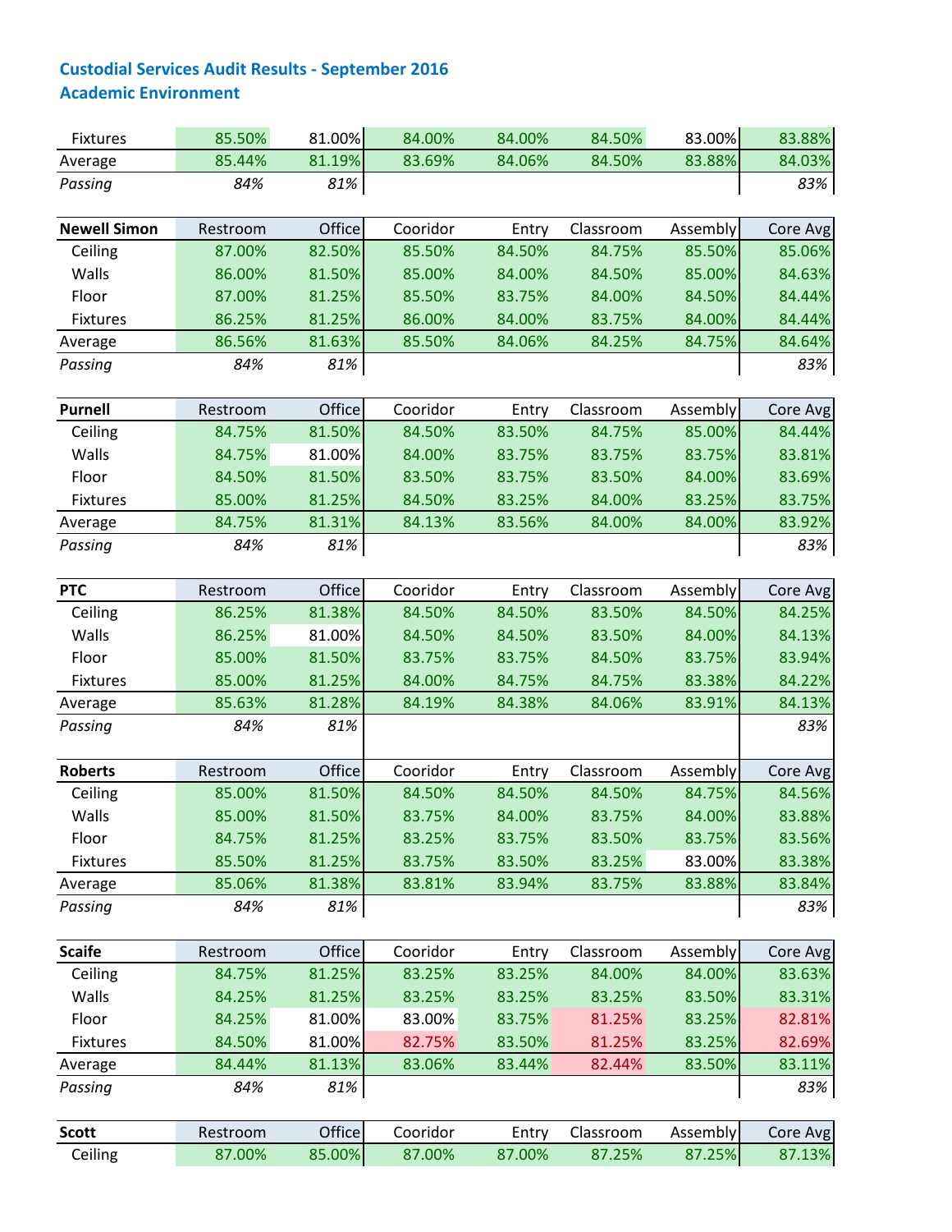## Custodial Services Audit Results - September 2016
## Academic Environment

| | Restroom | Office | Cooridor | Entry | Classroom | Assembly | Core Avg |
|---|---|---|---|---|---|---|---|
| Fixtures | 85.50% | 81.00% | 84.00% | 84.00% | 84.50% | 83.00% | 83.88% |
| Average | 85.44% | 81.19% | 83.69% | 84.06% | 84.50% | 83.88% | 84.03% |
| *Passing* | *84%* | *81%* | | | | | *83%* |

| **Newell Simon** | Restroom | Office | Cooridor | Entry | Classroom | Assembly | Core Avg |
|---|---|---|---|---|---|---|---|
| Ceiling | 87.00% | 82.50% | 85.50% | 84.50% | 84.75% | 85.50% | 85.06% |
| Walls | 86.00% | 81.50% | 85.00% | 84.00% | 84.50% | 85.00% | 84.63% |
| Floor | 87.00% | 81.25% | 85.50% | 83.75% | 84.00% | 84.50% | 84.44% |
| Fixtures | 86.25% | 81.25% | 86.00% | 84.00% | 83.75% | 84.00% | 84.44% |
| Average | 86.56% | 81.63% | 85.50% | 84.06% | 84.25% | 84.75% | 84.64% |
| *Passing* | *84%* | *81%* | | | | | *83%* |

| **Purnell** | Restroom | Office | Cooridor | Entry | Classroom | Assembly | Core Avg |
|---|---|---|---|---|---|---|---|
| Ceiling | 84.75% | 81.50% | 84.50% | 83.50% | 84.75% | 85.00% | 84.44% |
| Walls | 84.75% | 81.00% | 84.00% | 83.75% | 83.75% | 83.75% | 83.81% |
| Floor | 84.50% | 81.50% | 83.50% | 83.75% | 83.50% | 84.00% | 83.69% |
| Fixtures | 85.00% | 81.25% | 84.50% | 83.25% | 84.00% | 83.25% | 83.75% |
| Average | 84.75% | 81.31% | 84.13% | 83.56% | 84.00% | 84.00% | 83.92% |
| *Passing* | *84%* | *81%* | | | | | *83%* |

| **PTC** | Restroom | Office | Cooridor | Entry | Classroom | Assembly | Core Avg |
|---|---|---|---|---|---|---|---|
| Ceiling | 86.25% | 81.38% | 84.50% | 84.50% | 83.50% | 84.50% | 84.25% |
| Walls | 86.25% | 81.00% | 84.50% | 84.50% | 83.50% | 84.00% | 84.13% |
| Floor | 85.00% | 81.50% | 83.75% | 83.75% | 84.50% | 83.75% | 83.94% |
| Fixtures | 85.00% | 81.25% | 84.00% | 84.75% | 84.75% | 83.38% | 84.22% |
| Average | 85.63% | 81.28% | 84.19% | 84.38% | 84.06% | 83.91% | 84.13% |
| *Passing* | *84%* | *81%* | | | | | *83%* |

| **Roberts** | Restroom | Office | Cooridor | Entry | Classroom | Assembly | Core Avg |
|---|---|---|---|---|---|---|---|
| Ceiling | 85.00% | 81.50% | 84.50% | 84.50% | 84.50% | 84.75% | 84.56% |
| Walls | 85.00% | 81.50% | 83.75% | 84.00% | 83.75% | 84.00% | 83.88% |
| Floor | 84.75% | 81.25% | 83.25% | 83.75% | 83.50% | 83.75% | 83.56% |
| Fixtures | 85.50% | 81.25% | 83.75% | 83.50% | 83.25% | 83.00% | 83.38% |
| Average | 85.06% | 81.38% | 83.81% | 83.94% | 83.75% | 83.88% | 83.84% |
| *Passing* | *84%* | *81%* | | | | | *83%* |

| **Scaife** | Restroom | Office | Cooridor | Entry | Classroom | Assembly | Core Avg |
|---|---|---|---|---|---|---|---|
| Ceiling | 84.75% | 81.25% | 83.25% | 83.25% | 84.00% | 84.00% | 83.63% |
| Walls | 84.25% | 81.25% | 83.25% | 83.25% | 83.25% | 83.50% | 83.31% |
| Floor | 84.25% | 81.00% | 83.00% | 83.75% | 81.25% | 83.25% | 82.81% |
| Fixtures | 84.50% | 81.00% | 82.75% | 83.50% | 81.25% | 83.25% | 82.69% |
| Average | 84.44% | 81.13% | 83.06% | 83.44% | 82.44% | 83.50% | 83.11% |
| *Passing* | *84%* | *81%* | | | | | *83%* |

| **Scott** | Restroom | Office | Cooridor | Entry | Classroom | Assembly | Core Avg |
|---|---|---|---|---|---|---|---|
| Ceiling | 87.00% | 85.00% | 87.00% | 87.00% | 87.25% | 87.25% | 87.13% |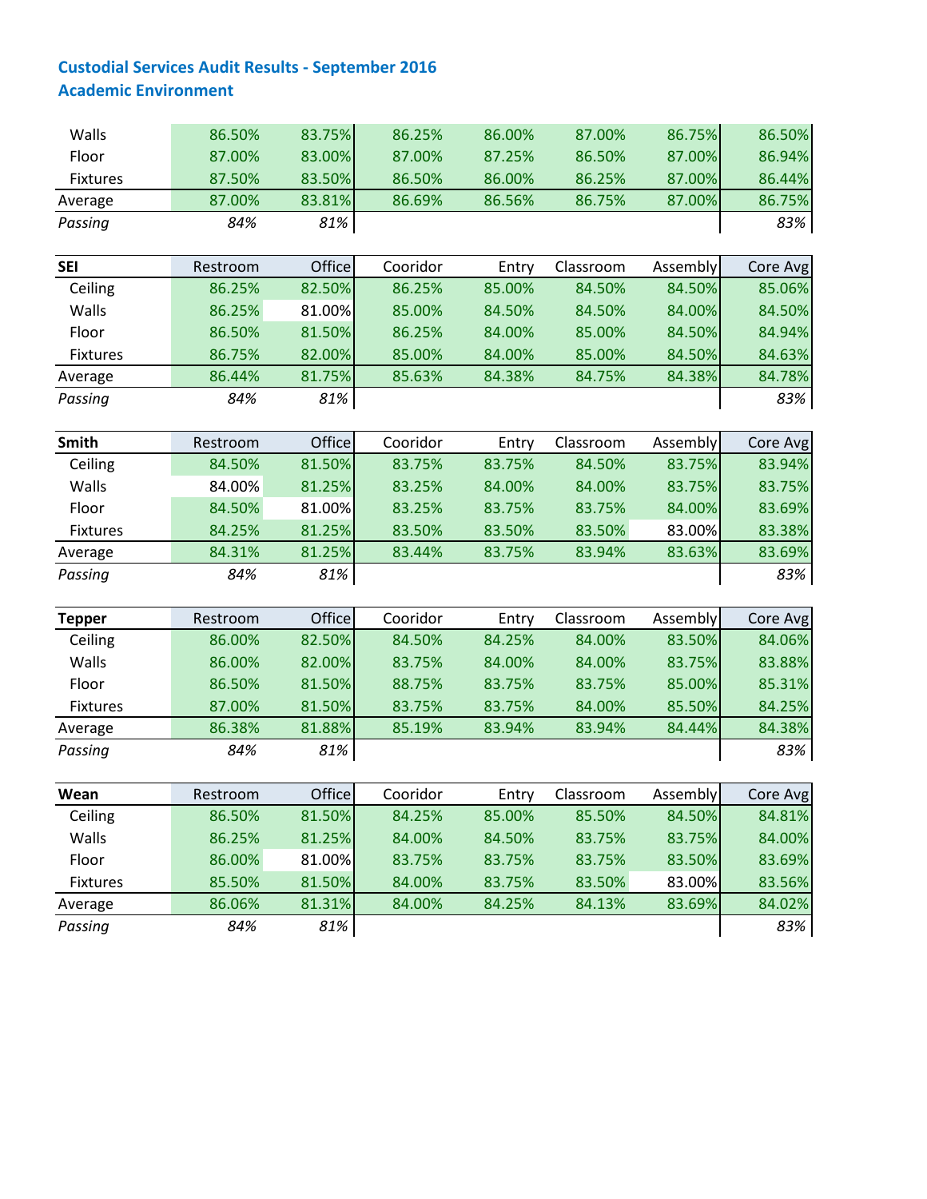## Custodial Services Audit Results - September 2016
## Academic Environment

| | | | | | | | |
|---|---|---|---|---|---|---|---|
| Walls | 86.50% | 83.75% | 86.25% | 86.00% | 87.00% | 86.75% | 86.50% |
| Floor | 87.00% | 83.00% | 87.00% | 87.25% | 86.50% | 87.00% | 86.94% |
| Fixtures | 87.50% | 83.50% | 86.50% | 86.00% | 86.25% | 87.00% | 86.44% |
| Average | 87.00% | 83.81% | 86.69% | 86.56% | 86.75% | 87.00% | 86.75% |
| *Passing* | *84%* | *81%* | | | | | *83%* |

| **SEI** | Restroom | Office | Cooridor | Entry | Classroom | Assembly | Core Avg |
|---|---|---|---|---|---|---|---|
| Ceiling | 86.25% | 82.50% | 86.25% | 85.00% | 84.50% | 84.50% | 85.06% |
| Walls | 86.25% | 81.00% | 85.00% | 84.50% | 84.50% | 84.00% | 84.50% |
| Floor | 86.50% | 81.50% | 86.25% | 84.00% | 85.00% | 84.50% | 84.94% |
| Fixtures | 86.75% | 82.00% | 85.00% | 84.00% | 85.00% | 84.50% | 84.63% |
| Average | 86.44% | 81.75% | 85.63% | 84.38% | 84.75% | 84.38% | 84.78% |
| *Passing* | *84%* | *81%* | | | | | *83%* |

| **Smith** | Restroom | Office | Cooridor | Entry | Classroom | Assembly | Core Avg |
|---|---|---|---|---|---|---|---|
| Ceiling | 84.50% | 81.50% | 83.75% | 83.75% | 84.50% | 83.75% | 83.94% |
| Walls | 84.00% | 81.25% | 83.25% | 84.00% | 84.00% | 83.75% | 83.75% |
| Floor | 84.50% | 81.00% | 83.25% | 83.75% | 83.75% | 84.00% | 83.69% |
| Fixtures | 84.25% | 81.25% | 83.50% | 83.50% | 83.50% | 83.00% | 83.38% |
| Average | 84.31% | 81.25% | 83.44% | 83.75% | 83.94% | 83.63% | 83.69% |
| *Passing* | *84%* | *81%* | | | | | *83%* |

| **Tepper** | Restroom | Office | Cooridor | Entry | Classroom | Assembly | Core Avg |
|---|---|---|---|---|---|---|---|
| Ceiling | 86.00% | 82.50% | 84.50% | 84.25% | 84.00% | 83.50% | 84.06% |
| Walls | 86.00% | 82.00% | 83.75% | 84.00% | 84.00% | 83.75% | 83.88% |
| Floor | 86.50% | 81.50% | 88.75% | 83.75% | 83.75% | 85.00% | 85.31% |
| Fixtures | 87.00% | 81.50% | 83.75% | 83.75% | 84.00% | 85.50% | 84.25% |
| Average | 86.38% | 81.88% | 85.19% | 83.94% | 83.94% | 84.44% | 84.38% |
| *Passing* | *84%* | *81%* | | | | | *83%* |

| **Wean** | Restroom | Office | Cooridor | Entry | Classroom | Assembly | Core Avg |
|---|---|---|---|---|---|---|---|
| Ceiling | 86.50% | 81.50% | 84.25% | 85.00% | 85.50% | 84.50% | 84.81% |
| Walls | 86.25% | 81.25% | 84.00% | 84.50% | 83.75% | 83.75% | 84.00% |
| Floor | 86.00% | 81.00% | 83.75% | 83.75% | 83.75% | 83.50% | 83.69% |
| Fixtures | 85.50% | 81.50% | 84.00% | 83.75% | 83.50% | 83.00% | 83.56% |
| Average | 86.06% | 81.31% | 84.00% | 84.25% | 84.13% | 83.69% | 84.02% |
| *Passing* | *84%* | *81%* | | | | | *83%* |